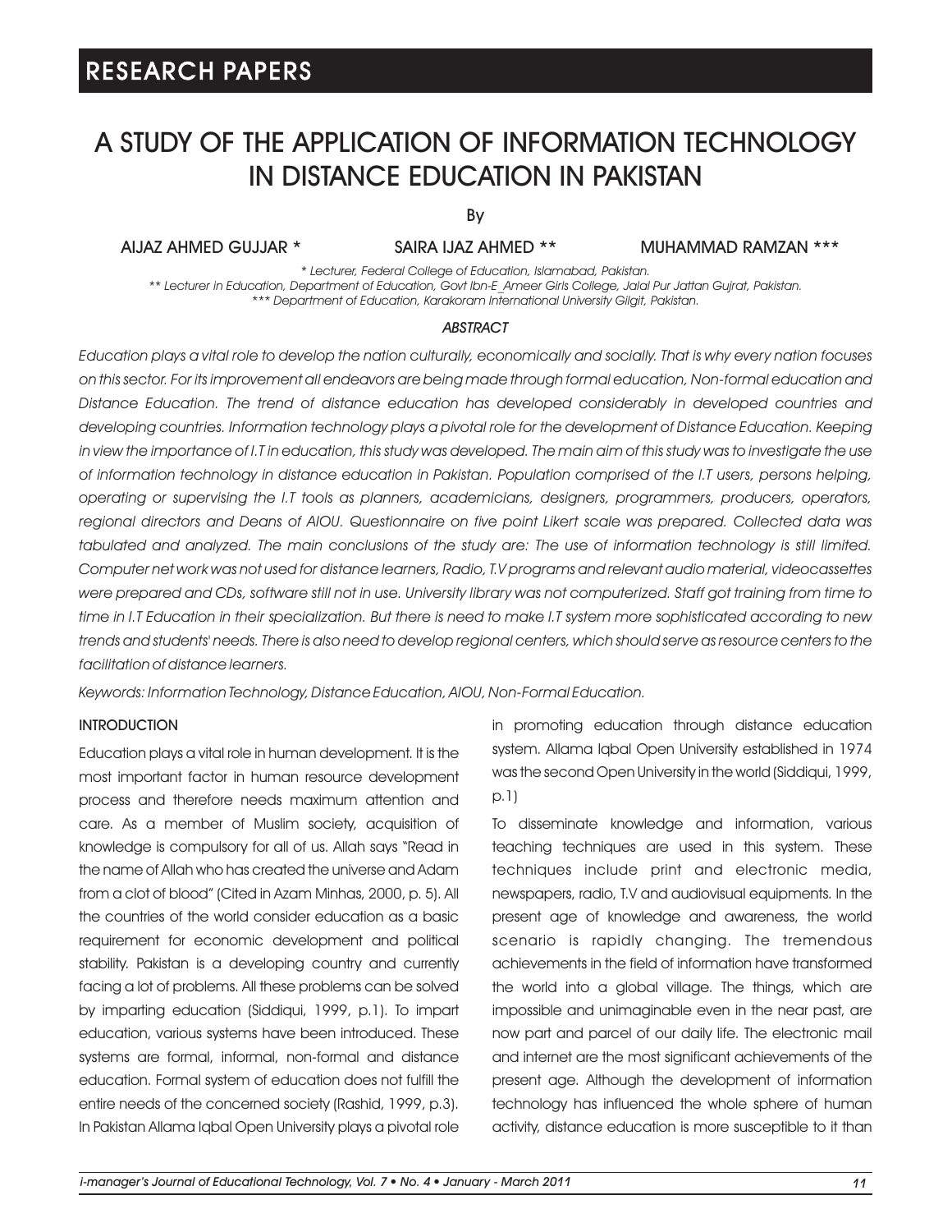RESEARCH PAPERS

# A STUDY OF THE APPLICATION OF INFORMATION TECHNOLOGY IN DISTANCE EDUCATION IN PAKISTAN

By

**AIJAZ AHMED GUJJAR *　　SAIRA IJAZ AHMED **　　MUHAMMAD RAMZAN *****

*\* Lecturer, Federal College of Education, Islamabad, Pakistan.*
*\*\* Lecturer in Education, Department of Education, Govt Ibn-E_Ameer Girls College, Jalal Pur Jattan Gujrat, Pakistan.*
*\*\*\* Department of Education, Karakoram International University Gilgit, Pakistan.*

### ABSTRACT

*Education plays a vital role to develop the nation culturally, economically and socially. That is why every nation focuses on this sector. For its improvement all endeavors are being made through formal education, Non-formal education and Distance Education. The trend of distance education has developed considerably in developed countries and developing countries. Information technology plays a pivotal role for the development of Distance Education. Keeping in view the importance of I.T in education, this study was developed. The main aim of this study was to investigate the use of information technology in distance education in Pakistan. Population comprised of the I.T users, persons helping, operating or supervising the I.T tools as planners, academicians, designers, programmers, producers, operators, regional directors and Deans of AIOU. Questionnaire on five point Likert scale was prepared. Collected data was tabulated and analyzed. The main conclusions of the study are: The use of information technology is still limited. Computer net work was not used for distance learners, Radio, T.V programs and relevant audio material, videocassettes were prepared and CDs, software still not in use. University library was not computerized. Staff got training from time to time in I.T Education in their specialization. But there is need to make I.T system more sophisticated according to new trends and students' needs. There is also need to develop regional centers, which should serve as resource centers to the facilitation of distance learners.*

*Keywords: Information Technology, Distance Education, AIOU, Non-Formal Education.*

## INTRODUCTION

Education plays a vital role in human development. It is the most important factor in human resource development process and therefore needs maximum attention and care. As a member of Muslim society, acquisition of knowledge is compulsory for all of us. Allah says "Read in the name of Allah who has created the universe and Adam from a clot of blood" (Cited in Azam Minhas, 2000, p. 5). All the countries of the world consider education as a basic requirement for economic development and political stability. Pakistan is a developing country and currently facing a lot of problems. All these problems can be solved by imparting education (Siddiqui, 1999, p.1). To impart education, various systems have been introduced. These systems are formal, informal, non-formal and distance education. Formal system of education does not fulfill the entire needs of the concerned society (Rashid, 1999, p.3). In Pakistan Allama Iqbal Open University plays a pivotal role in promoting education through distance education system. Allama Iqbal Open University established in 1974 was the second Open University in the world (Siddiqui, 1999, p.1)

To disseminate knowledge and information, various teaching techniques are used in this system. These techniques include print and electronic media, newspapers, radio, T.V and audiovisual equipments. In the present age of knowledge and awareness, the world scenario is rapidly changing. The tremendous achievements in the field of information have transformed the world into a global village. The things, which are impossible and unimaginable even in the near past, are now part and parcel of our daily life. The electronic mail and internet are the most significant achievements of the present age. Although the development of information technology has influenced the whole sphere of human activity, distance education is more susceptible to it than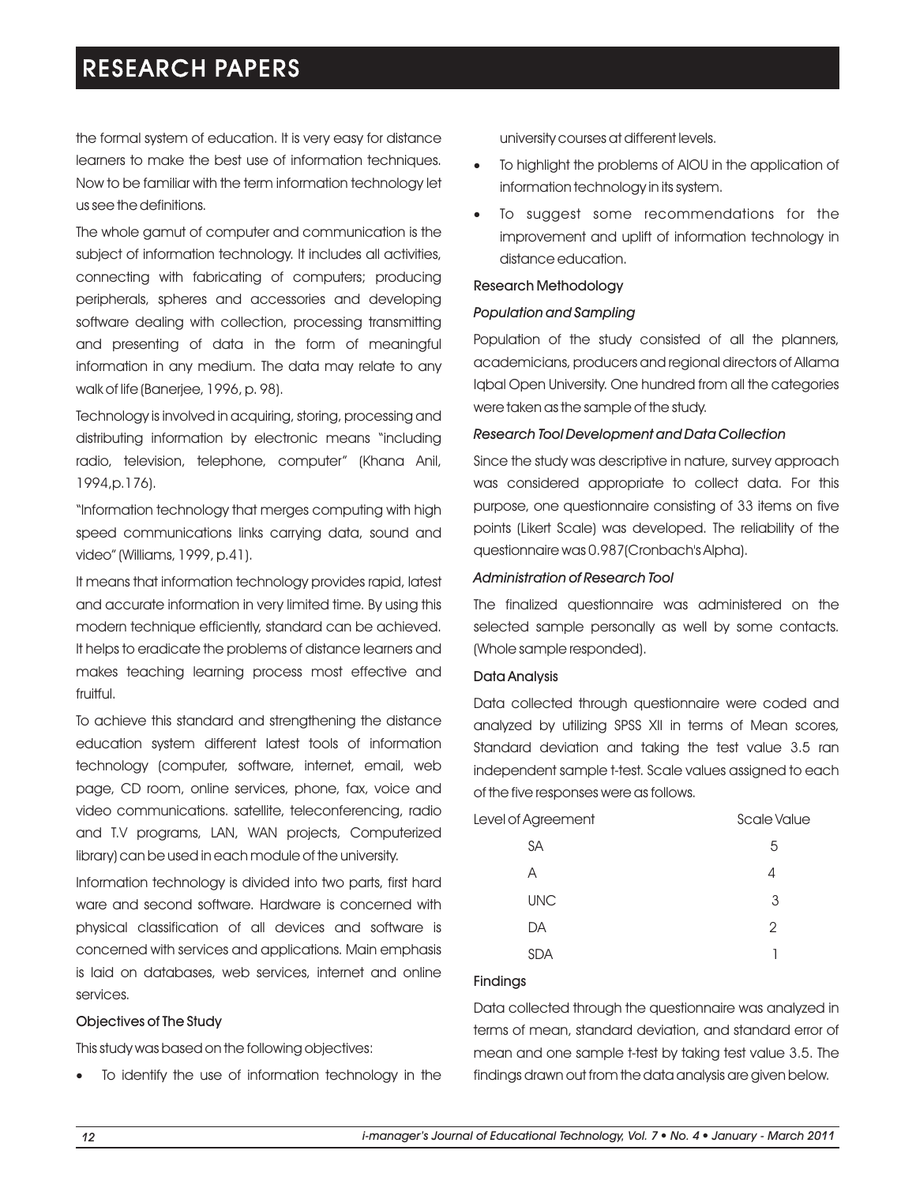the formal system of education. It is very easy for distance learners to make the best use of information techniques. Now to be familiar with the term information technology let us see the definitions.

The whole gamut of computer and communication is the subject of information technology. It includes all activities, connecting with fabricating of computers; producing peripherals, spheres and accessories and developing software dealing with collection, processing transmitting and presenting of data in the form of meaningful information in any medium. The data may relate to any walk of life (Banerjee, 1996, p. 98).

Technology is involved in acquiring, storing, processing and distributing information by electronic means "including radio, television, telephone, computer" (Khana Anil, 1994,p.176).

"Information technology that merges computing with high speed communications links carrying data, sound and video" (Williams, 1999, p.41).

It means that information technology provides rapid, latest and accurate information in very limited time. By using this modern technique efficiently, standard can be achieved. It helps to eradicate the problems of distance learners and makes teaching learning process most effective and fruitful.

To achieve this standard and strengthening the distance education system different latest tools of information technology (computer, software, internet, email, web page, CD room, online services, phone, fax, voice and video communications. satellite, teleconferencing, radio and T.V programs, LAN, WAN projects, Computerized library) can be used in each module of the university.

Information technology is divided into two parts, first hard ware and second software. Hardware is concerned with physical classification of all devices and software is concerned with services and applications. Main emphasis is laid on databases, web services, internet and online services.

### Objectives of The Study

This study was based on the following objectives:

- To identify the use of information technology in the university courses at different levels.
- To highlight the problems of AIOU in the application of information technology in its system.
- To suggest some recommendations for the improvement and uplift of information technology in distance education.

### Research Methodology

#### *Population and Sampling*

Population of the study consisted of all the planners, academicians, producers and regional directors of Allama Iqbal Open University. One hundred from all the categories were taken as the sample of the study.

#### *Research Tool Development and Data Collection*

Since the study was descriptive in nature, survey approach was considered appropriate to collect data. For this purpose, one questionnaire consisting of 33 items on five points (Likert Scale) was developed. The reliability of the questionnaire was 0.987(Cronbach's Alpha).

#### *Administration of Research Tool*

The finalized questionnaire was administered on the selected sample personally as well by some contacts. (Whole sample responded).

### Data Analysis

Data collected through questionnaire were coded and analyzed by utilizing SPSS XII in terms of Mean scores, Standard deviation and taking the test value 3.5 ran independent sample t-test. Scale values assigned to each of the five responses were as follows.

| Level of Agreement | Scale Value |
|---|---|
| SA | 5 |
| A | 4 |
| UNC | 3 |
| DA | 2 |
| SDA | 1 |

### Findings

Data collected through the questionnaire was analyzed in terms of mean, standard deviation, and standard error of mean and one sample t-test by taking test value 3.5. The findings drawn out from the data analysis are given below.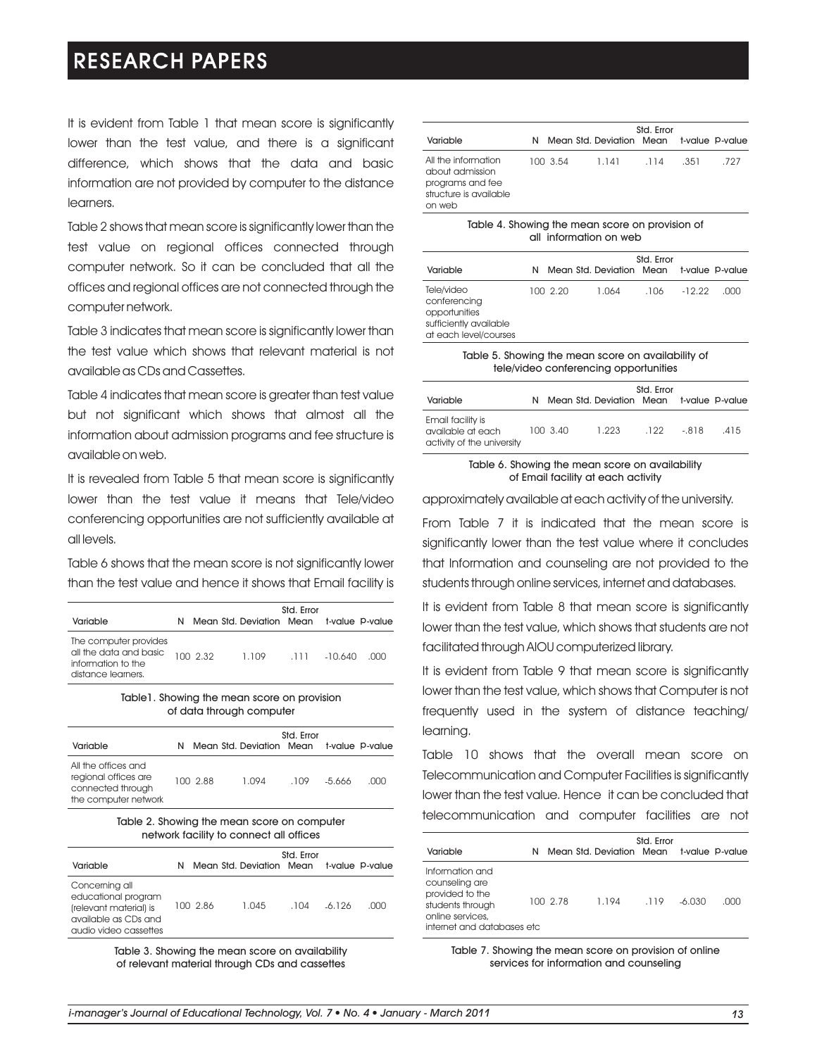It is evident from Table 1 that mean score is significantly lower than the test value, and there is a significant difference, which shows that the data and basic information are not provided by computer to the distance learners.

Table 2 shows that mean score is significantly lower than the test value on regional offices connected through computer network. So it can be concluded that all the offices and regional offices are not connected through the computer network.

Table 3 indicates that mean score is significantly lower than the test value which shows that relevant material is not available as CDs and Cassettes.

Table 4 indicates that mean score is greater than test value but not significant which shows that almost all the information about admission programs and fee structure is available on web.

It is revealed from Table 5 that mean score is significantly lower than the test value it means that Tele/video conferencing opportunities are not sufficiently available at all levels.

Table 6 shows that the mean score is not significantly lower than the test value and hence it shows that Email facility is approximately available at each activity of the university.

| Variable | N | Mean | Std. Deviation | Std. Error Mean | t-value | P-value |
|---|---|---|---|---|---|---|
| The computer provides all the data and basic information to the distance learners. | 100 | 2.32 | 1.109 | .111 | -10.640 | .000 |

Table1. Showing the mean score on provision of data through computer

| Variable | N | Mean | Std. Deviation | Std. Error Mean | t-value | P-value |
|---|---|---|---|---|---|---|
| All the offices and regional offices are connected through the computer network | 100 | 2.88 | 1.094 | .109 | -5.666 | .000 |

Table 2. Showing the mean score on computer network facility to connect all offices

| Variable | N | Mean | Std. Deviation | Std. Error Mean | t-value | P-value |
|---|---|---|---|---|---|---|
| Concerning all educational program (relevant material) is available as CDs and audio video cassettes | 100 | 2.86 | 1.045 | .104 | -6.126 | .000 |

Table 3. Showing the mean score on availability of relevant material through CDs and cassettes

| Variable | N | Mean | Std. Deviation | Std. Error Mean | t-value | P-value |
|---|---|---|---|---|---|---|
| All the information about admission programs and fee structure is available on web | 100 | 3.54 | 1.141 | .114 | .351 | .727 |

Table 4. Showing the mean score on provision of all information on web

| Variable | N | Mean | Std. Deviation | Std. Error Mean | t-value | P-value |
|---|---|---|---|---|---|---|
| Tele/video conferencing opportunities sufficiently available at each level/courses | 100 | 2.20 | 1.064 | .106 | -12.22 | .000 |

Table 5. Showing the mean score on availability of tele/video conferencing opportunities

| Variable | N | Mean | Std. Deviation | Std. Error Mean | t-value | P-value |
|---|---|---|---|---|---|---|
| Email facility is available at each activity of the university | 100 | 3.40 | 1.223 | .122 | -.818 | .415 |

Table 6. Showing the mean score on availability of Email facility at each activity

From Table 7 it is indicated that the mean score is significantly lower than the test value where it concludes that Information and counseling are not provided to the students through online services, internet and databases.

It is evident from Table 8 that mean score is significantly lower than the test value, which shows that students are not facilitated through AIOU computerized library.

It is evident from Table 9 that mean score is significantly lower than the test value, which shows that Computer is not frequently used in the system of distance teaching/ learning.

Table 10 shows that the overall mean score on Telecommunication and Computer Facilities is significantly lower than the test value. Hence it can be concluded that telecommunication and computer facilities are not

| Variable | N | Mean | Std. Deviation | Std. Error Mean | t-value | P-value |
|---|---|---|---|---|---|---|
| Information and counseling are provided to the students through online services, internet and databases etc | 100 | 2.78 | 1.194 | .119 | -6.030 | .000 |

Table 7. Showing the mean score on provision of online services for information and counseling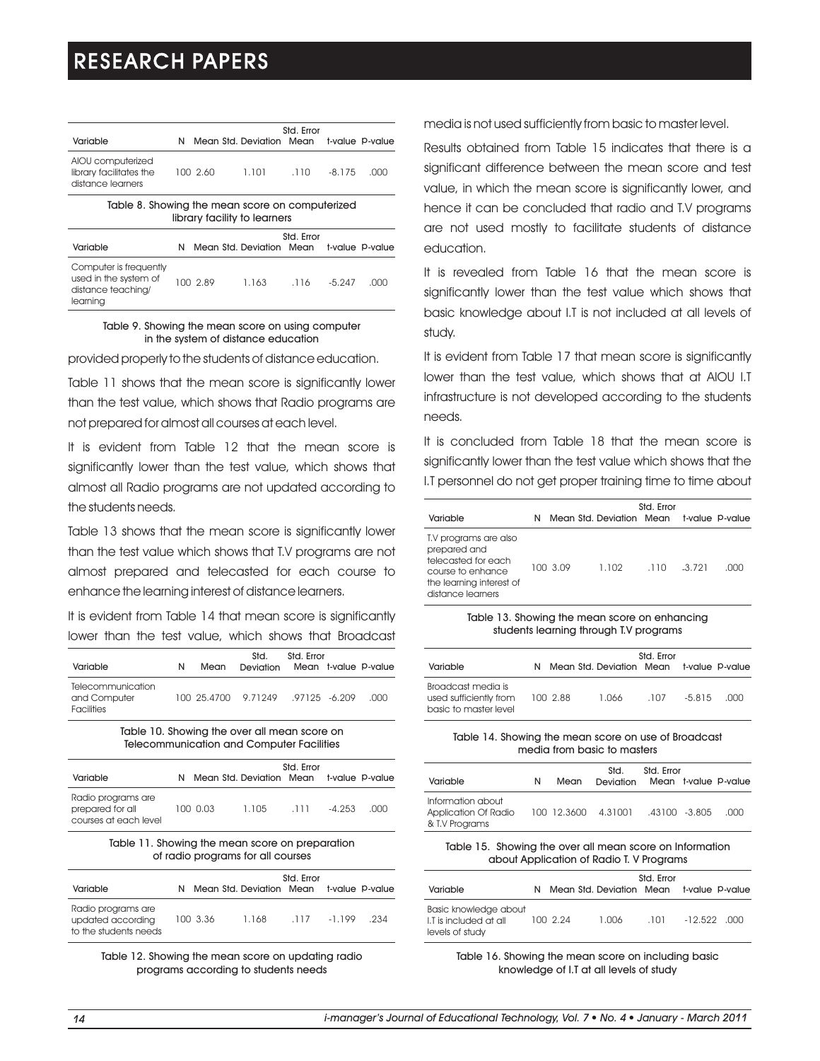| Variable | N | Mean | Std. Deviation | Std. Error Mean | t-value | P-value |
|---|---|---|---|---|---|---|
| AIOU computerized library facilitates the distance learners | 100 | 2.60 | 1.101 | .110 | -8.175 | .000 |

Table 8. Showing the mean score on computerized library facility to learners

| Variable | N | Mean | Std. Deviation | Std. Error Mean | t-value | P-value |
|---|---|---|---|---|---|---|
| Computer is frequently used in the system of distance teaching/ learning | 100 | 2.89 | 1.163 | .116 | -5.247 | .000 |

Table 9. Showing the mean score on using computer in the system of distance education

provided properly to the students of distance education.

Table 11 shows that the mean score is significantly lower than the test value, which shows that Radio programs are not prepared for almost all courses at each level.

It is evident from Table 12 that the mean score is significantly lower than the test value, which shows that almost all Radio programs are not updated according to the students needs.

Table 13 shows that the mean score is significantly lower than the test value which shows that T.V programs are not almost prepared and telecasted for each course to enhance the learning interest of distance learners.

It is evident from Table 14 that mean score is significantly lower than the test value, which shows that Broadcast media is not used sufficiently from basic to master level.

| Variable | N | Mean | Std. Deviation | Std. Error Mean | t-value | P-value |
|---|---|---|---|---|---|---|
| Telecommunication and Computer Facilities | 100 | 25.4700 | 9.71249 | .97125 | -6.209 | .000 |

Table 10. Showing the over all mean score on Telecommunication and Computer Facilities

| Variable | N | Mean | Std. Deviation | Std. Error Mean | t-value | P-value |
|---|---|---|---|---|---|---|
| Radio programs are prepared for all courses at each level | 100 | 0.03 | 1.105 | .111 | -4.253 | .000 |

Table 11. Showing the mean score on preparation of radio programs for all courses

| Variable | N | Mean | Std. Deviation | Std. Error Mean | t-value | P-value |
|---|---|---|---|---|---|---|
| Radio programs are updated according to the students needs | 100 | 3.36 | 1.168 | .117 | -1.199 | .234 |

Table 12. Showing the mean score on updating radio programs according to students needs

Results obtained from Table 15 indicates that there is a significant difference between the mean score and test value, in which the mean score is significantly lower, and hence it can be concluded that radio and T.V programs are not used mostly to facilitate students of distance education.

It is revealed from Table 16 that the mean score is significantly lower than the test value which shows that basic knowledge about I.T is not included at all levels of study.

It is evident from Table 17 that mean score is significantly lower than the test value, which shows that at AIOU I.T infrastructure is not developed according to the students needs.

It is concluded from Table 18 that the mean score is significantly lower than the test value which shows that the I.T personnel do not get proper training time to time about

| Variable | N | Mean | Std. Deviation | Std. Error Mean | t-value | P-value |
|---|---|---|---|---|---|---|
| T.V programs are also prepared and telecasted for each course to enhance the learning interest of distance learners | 100 | 3.09 | 1.102 | .110 | -3.721 | .000 |

Table 13. Showing the mean score on enhancing students learning through T.V programs

| Variable | N | Mean | Std. Deviation | Std. Error Mean | t-value | P-value |
|---|---|---|---|---|---|---|
| Broadcast media is used sufficiently from basic to master level | 100 | 2.88 | 1.066 | .107 | -5.815 | .000 |

Table 14. Showing the mean score on use of Broadcast media from basic to masters

| Variable | N | Mean | Std. Deviation | Std. Error Mean | t-value | P-value |
|---|---|---|---|---|---|---|
| Information about Application Of Radio & T.V Programs | 100 | 12.3600 | 4.31001 | .43100 | -3.805 | .000 |

Table 15. Showing the over all mean score on Information about Application of Radio T. V Programs

| Variable | N | Mean | Std. Deviation | Std. Error Mean | t-value | P-value |
|---|---|---|---|---|---|---|
| Basic knowledge about I.T is included at all levels of study | 100 | 2.24 | 1.006 | .101 | -12.522 | .000 |

Table 16. Showing the mean score on including basic knowledge of I.T at all levels of study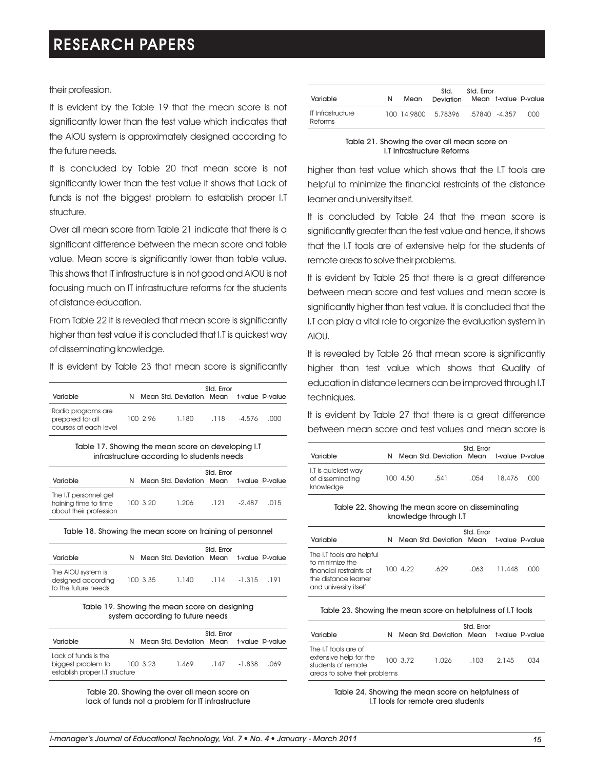their profession.

It is evident by the Table 19 that the mean score is not significantly lower than the test value which indicates that the AIOU system is approximately designed according to the future needs.

It is concluded by Table 20 that mean score is not significantly lower than the test value it shows that Lack of funds is not the biggest problem to establish proper I.T structure.

Over all mean score from Table 21 indicate that there is a significant difference between the mean score and table value. Mean score is significantly lower than table value. This shows that IT infrastructure is in not good and AIOU is not focusing much on IT infrastructure reforms for the students of distance education.

From Table 22 it is revealed that mean score is significantly higher than test value it is concluded that I.T is quickest way of disseminating knowledge.

It is evident by Table 23 that mean score is significantly

| Variable | N | Mean | Std. Deviation | Std. Error Mean | t-value | P-value |
|---|---|---|---|---|---|---|
| Radio programs are prepared for all courses at each level | 100 | 2.96 | 1.180 | .118 | -4.576 | .000 |

Table 17. Showing the mean score on developing I.T infrastructure according to students needs

| Variable | N | Mean | Std. Deviation | Std. Error Mean | t-value | P-value |
|---|---|---|---|---|---|---|
| The I.T personnel get training time to time about their profession | 100 | 3.20 | 1.206 | .121 | -2.487 | .015 |

Table 18. Showing the mean score on training of personnel

| Variable | N | Mean | Std. Deviation | Std. Error Mean | t-value | P-value |
|---|---|---|---|---|---|---|
| The AIOU system is designed according to the future needs | 100 | 3.35 | 1.140 | .114 | -1.315 | .191 |

Table 19. Showing the mean score on designing system according to future needs

| Variable | N | Mean | Std. Deviation | Std. Error Mean | t-value | P-value |
|---|---|---|---|---|---|---|
| Lack of funds is the biggest problem to establish proper I.T structure | 100 | 3.23 | 1.469 | .147 | -1.838 | .069 |

Table 20. Showing the over all mean score on lack of funds not a problem for IT infrastructure

| Variable | N | Mean | Std. Deviation | Std. Error Mean | t-value | P-value |
|---|---|---|---|---|---|---|
| IT Infrastructure Reforms | 100 | 14.9800 | 5.78396 | .57840 | -4.357 | .000 |

Table 21. Showing the over all mean score on I.T Infrastructure Reforms

higher than test value which shows that the I.T tools are helpful to minimize the financial restraints of the distance learner and university itself.

It is concluded by Table 24 that the mean score is significantly greater than the test value and hence, it shows that the I.T tools are of extensive help for the students of remote areas to solve their problems.

It is evident by Table 25 that there is a great difference between mean score and test values and mean score is significantly higher than test value. It is concluded that the I.T can play a vital role to organize the evaluation system in AIOU.

It is revealed by Table 26 that mean score is significantly higher than test value which shows that Quality of education in distance learners can be improved through I.T techniques.

It is evident by Table 27 that there is a great difference between mean score and test values and mean score is

| Variable | N | Mean | Std. Deviation | Std. Error Mean | t-value | P-value |
|---|---|---|---|---|---|---|
| I.T is quickest way of disseminating knowledge | 100 | 4.50 | .541 | .054 | 18.476 | .000 |

Table 22. Showing the mean score on disseminating knowledge through I.T

| Variable | N | Mean | Std. Deviation | Std. Error Mean | t-value | P-value |
|---|---|---|---|---|---|---|
| The I.T tools are helpful to minimize the financial restraints of the distance learner and university itself | 100 | 4.22 | .629 | .063 | 11.448 | .000 |

Table 23. Showing the mean score on helpfulness of I.T tools

| Variable | N | Mean | Std. Deviation | Std. Error Mean | t-value | P-value |
|---|---|---|---|---|---|---|
| The I.T tools are of extensive help for the students of remote areas to solve their problems | 100 | 3.72 | 1.026 | .103 | 2.145 | .034 |

Table 24. Showing the mean score on helpfulness of I.T tools for remote area students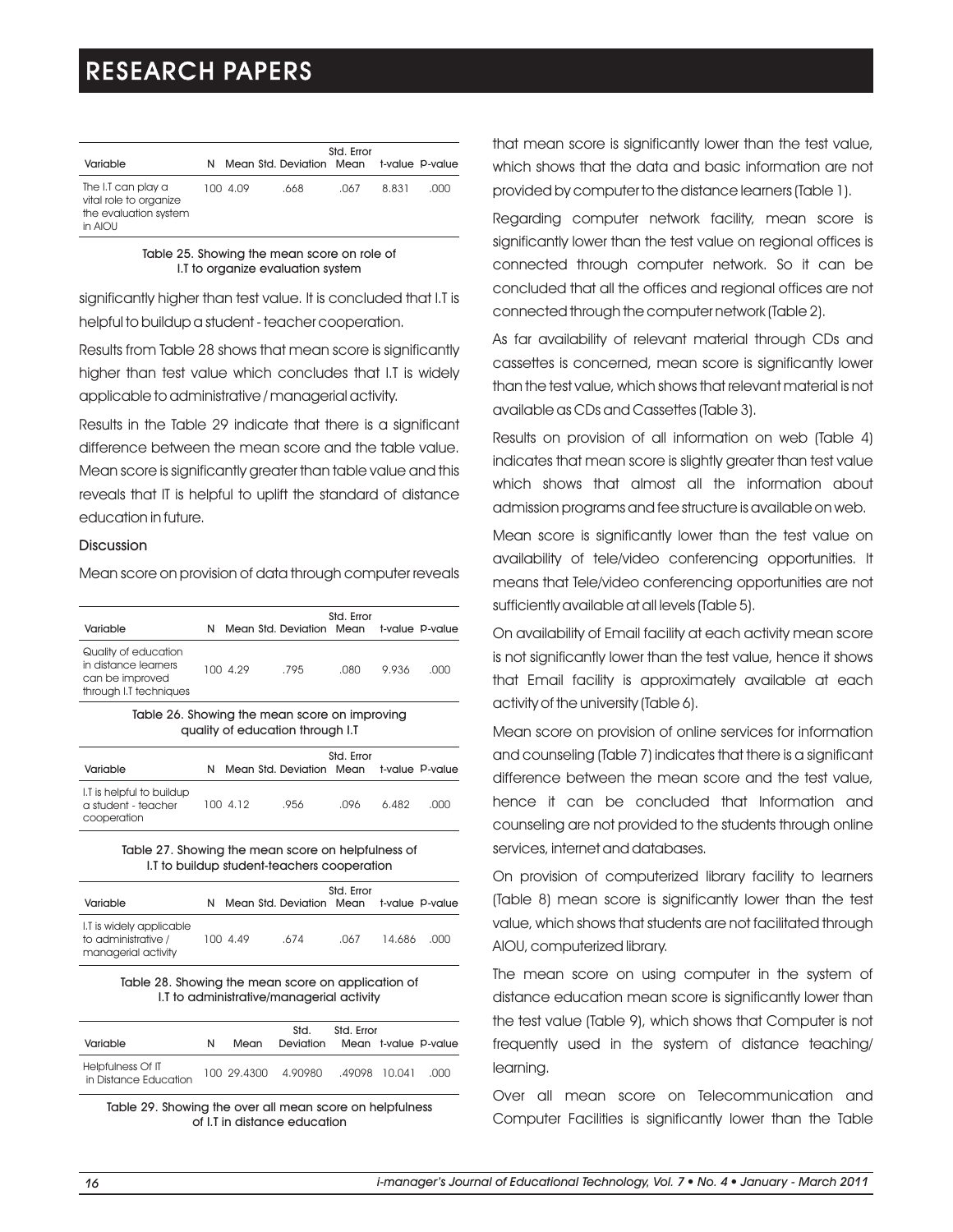| Variable | N | Mean | Std. Deviation | Std. Error Mean | t-value | P-value |
|---|---|---|---|---|---|---|
| The I.T can play a vital role to organize the evaluation system in AIOU | 100 | 4.09 | .668 | .067 | 8.831 | .000 |

Table 25. Showing the mean score on role of I.T to organize evaluation system

significantly higher than test value. It is concluded that I.T is helpful to buildup a student - teacher cooperation.

Results from Table 28 shows that mean score is significantly higher than test value which concludes that I.T is widely applicable to administrative / managerial activity.

Results in the Table 29 indicate that there is a significant difference between the mean score and the table value. Mean score is significantly greater than table value and this reveals that IT is helpful to uplift the standard of distance education in future.

### Discussion

Mean score on provision of data through computer reveals that mean score is significantly lower than the test value, which shows that the data and basic information are not provided by computer to the distance learners (Table 1).

Regarding computer network facility, mean score is significantly lower than the test value on regional offices is connected through computer network. So it can be concluded that all the offices and regional offices are not connected through the computer network (Table 2).

As far availability of relevant material through CDs and cassettes is concerned, mean score is significantly lower than the test value, which shows that relevant material is not available as CDs and Cassettes (Table 3).

Results on provision of all information on web (Table 4) indicates that mean score is slightly greater than test value which shows that almost all the information about admission programs and fee structure is available on web.

Mean score is significantly lower than the test value on availability of tele/video conferencing opportunities. It means that Tele/video conferencing opportunities are not sufficiently available at all levels (Table 5).

On availability of Email facility at each activity mean score is not significantly lower than the test value, hence it shows that Email facility is approximately available at each activity of the university (Table 6).

Mean score on provision of online services for information and counseling (Table 7) indicates that there is a significant difference between the mean score and the test value, hence it can be concluded that Information and counseling are not provided to the students through online services, internet and databases.

On provision of computerized library facility to learners (Table 8) mean score is significantly lower than the test value, which shows that students are not facilitated through AIOU, computerized library.

The mean score on using computer in the system of distance education mean score is significantly lower than the test value (Table 9), which shows that Computer is not frequently used in the system of distance teaching/ learning.

Over all mean score on Telecommunication and Computer Facilities is significantly lower than the Table

| Variable | N | Mean | Std. Deviation | Std. Error Mean | t-value | P-value |
|---|---|---|---|---|---|---|
| Quality of education in distance learners can be improved through I.T techniques | 100 | 4.29 | .795 | .080 | 9.936 | .000 |

Table 26. Showing the mean score on improving quality of education through I.T

| Variable | N | Mean | Std. Deviation | Std. Error Mean | t-value | P-value |
|---|---|---|---|---|---|---|
| I.T is helpful to buildup a student - teacher cooperation | 100 | 4.12 | .956 | .096 | 6.482 | .000 |

Table 27. Showing the mean score on helpfulness of I.T to buildup student-teachers cooperation

| Variable | N | Mean | Std. Deviation | Std. Error Mean | t-value | P-value |
|---|---|---|---|---|---|---|
| I.T is widely applicable to administrative / managerial activity | 100 | 4.49 | .674 | .067 | 14.686 | .000 |

Table 28. Showing the mean score on application of I.T to administrative/managerial activity

| Variable | N | Mean | Std. Deviation | Std. Error Mean | t-value | P-value |
|---|---|---|---|---|---|---|
| Helpfulness Of IT in Distance Education | 100 | 29.4300 | 4.90980 | .49098 | 10.041 | .000 |

Table 29. Showing the over all mean score on helpfulness of I.T in distance education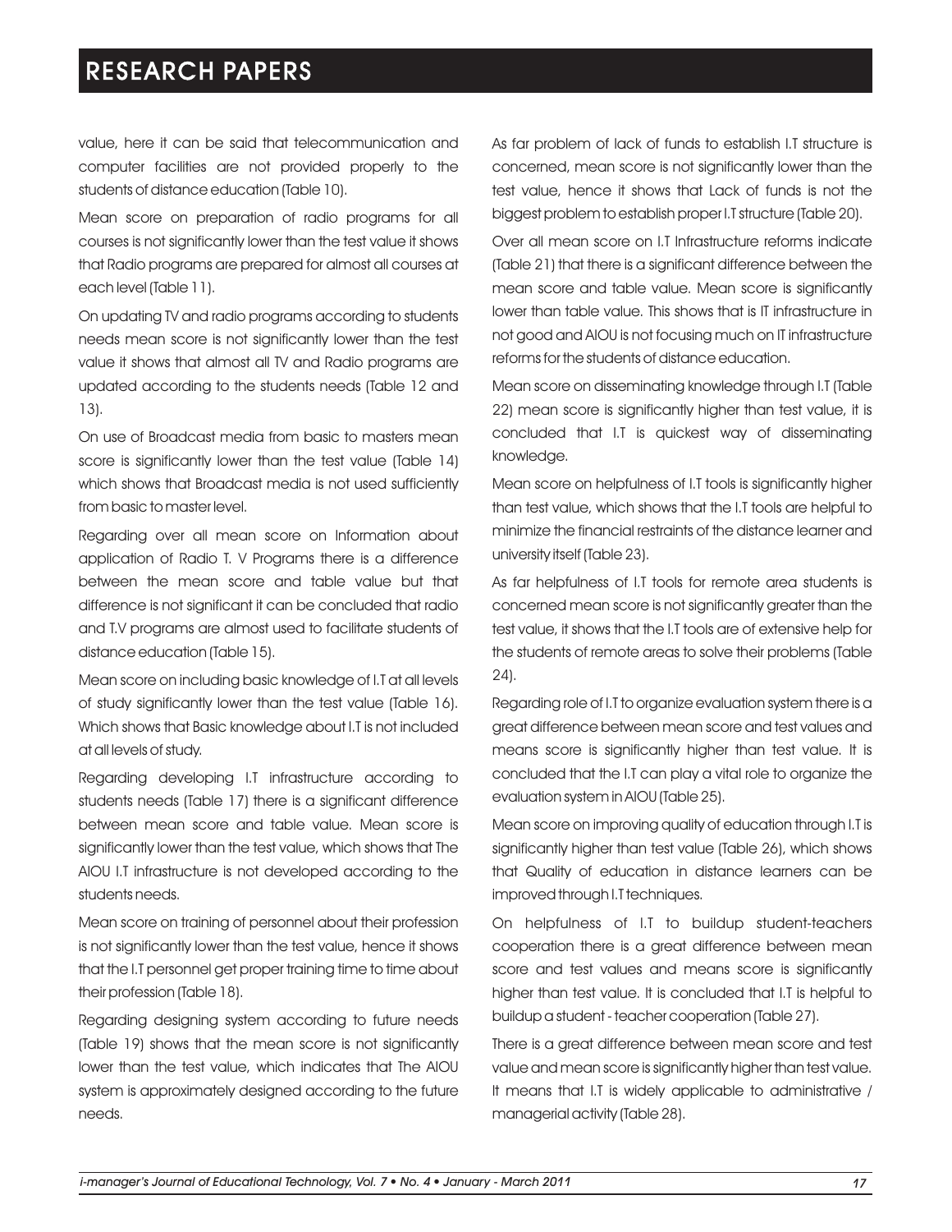value, here it can be said that telecommunication and computer facilities are not provided properly to the students of distance education (Table 10).

Mean score on preparation of radio programs for all courses is not significantly lower than the test value it shows that Radio programs are prepared for almost all courses at each level (Table 11).

On updating TV and radio programs according to students needs mean score is not significantly lower than the test value it shows that almost all TV and Radio programs are updated according to the students needs (Table 12 and 13).

On use of Broadcast media from basic to masters mean score is significantly lower than the test value (Table 14) which shows that Broadcast media is not used sufficiently from basic to master level.

Regarding over all mean score on Information about application of Radio T. V Programs there is a difference between the mean score and table value but that difference is not significant it can be concluded that radio and T.V programs are almost used to facilitate students of distance education (Table 15).

Mean score on including basic knowledge of I.T at all levels of study significantly lower than the test value (Table 16). Which shows that Basic knowledge about I.T is not included at all levels of study.

Regarding developing I.T infrastructure according to students needs (Table 17) there is a significant difference between mean score and table value. Mean score is significantly lower than the test value, which shows that The AIOU I.T infrastructure is not developed according to the students needs.

Mean score on training of personnel about their profession is not significantly lower than the test value, hence it shows that the I.T personnel get proper training time to time about their profession (Table 18).

Regarding designing system according to future needs (Table 19) shows that the mean score is not significantly lower than the test value, which indicates that The AIOU system is approximately designed according to the future needs.

As far problem of lack of funds to establish I.T structure is concerned, mean score is not significantly lower than the test value, hence it shows that Lack of funds is not the biggest problem to establish proper I.T structure (Table 20).

Over all mean score on I.T Infrastructure reforms indicate (Table 21) that there is a significant difference between the mean score and table value. Mean score is significantly lower than table value. This shows that is IT infrastructure in not good and AIOU is not focusing much on IT infrastructure reforms for the students of distance education.

Mean score on disseminating knowledge through I.T (Table 22) mean score is significantly higher than test value, it is concluded that I.T is quickest way of disseminating knowledge.

Mean score on helpfulness of I.T tools is significantly higher than test value, which shows that the I.T tools are helpful to minimize the financial restraints of the distance learner and university itself (Table 23).

As far helpfulness of I.T tools for remote area students is concerned mean score is not significantly greater than the test value, it shows that the I.T tools are of extensive help for the students of remote areas to solve their problems (Table 24).

Regarding role of I.T to organize evaluation system there is a great difference between mean score and test values and means score is significantly higher than test value. It is concluded that the I.T can play a vital role to organize the evaluation system in AIOU (Table 25).

Mean score on improving quality of education through I.T is significantly higher than test value (Table 26), which shows that Quality of education in distance learners can be improved through I.T techniques.

On helpfulness of I.T to buildup student-teachers cooperation there is a great difference between mean score and test values and means score is significantly higher than test value. It is concluded that I.T is helpful to buildup a student - teacher cooperation (Table 27).

There is a great difference between mean score and test value and mean score is significantly higher than test value. It means that I.T is widely applicable to administrative / managerial activity (Table 28).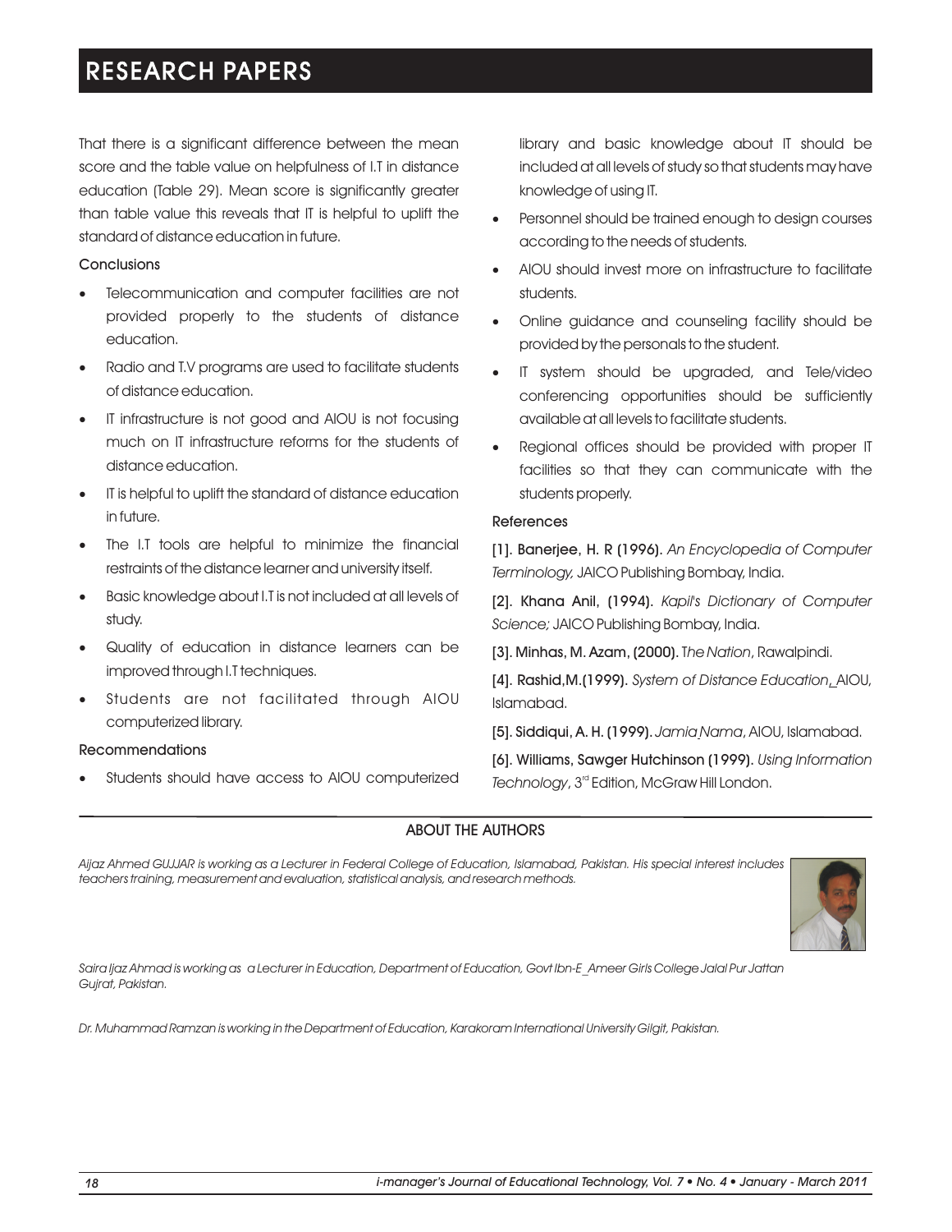That there is a significant difference between the mean score and the table value on helpfulness of I.T in distance education (Table 29). Mean score is significantly greater than table value this reveals that IT is helpful to uplift the standard of distance education in future.

### Conclusions

- Telecommunication and computer facilities are not provided properly to the students of distance education.
- Radio and T.V programs are used to facilitate students of distance education.
- IT infrastructure is not good and AIOU is not focusing much on IT infrastructure reforms for the students of distance education.
- IT is helpful to uplift the standard of distance education in future.
- The I.T tools are helpful to minimize the financial restraints of the distance learner and university itself.
- Basic knowledge about I.T is not included at all levels of study.
- Quality of education in distance learners can be improved through I.T techniques.
- Students are not facilitated through AIOU computerized library.

### Recommendations

- Students should have access to AIOU computerized library and basic knowledge about IT should be included at all levels of study so that students may have knowledge of using IT.
- Personnel should be trained enough to design courses according to the needs of students.
- AIOU should invest more on infrastructure to facilitate students.
- Online guidance and counseling facility should be provided by the personals to the student.
- IT system should be upgraded, and Tele/video conferencing opportunities should be sufficiently available at all levels to facilitate students.
- Regional offices should be provided with proper IT facilities so that they can communicate with the students properly.

### References

[1]. Banerjee, H. R (1996). *An Encyclopedia of Computer Terminology,* JAICO Publishing Bombay, India.

[2]. Khana Anil, (1994). *Kapil's Dictionary of Computer Science;* JAICO Publishing Bombay, India.

[3]. Minhas, M. Azam, (2000). *The Nation*, Rawalpindi.

[4]. Rashid,M.(1999). *System of Distance Education*, AIOU, Islamabad.

[5]. Siddiqui, A. H. (1999). *Jamia Nama*, AIOU, Islamabad.

[6]. Williams, Sawger Hutchinson (1999). *Using Information Technology*, 3rd Edition, McGraw Hill London.

### ABOUT THE AUTHORS

*Aijaz Ahmed GUJJAR is working as a Lecturer in Federal College of Education, Islamabad, Pakistan. His special interest includes teachers training, measurement and evaluation, statistical analysis, and research methods.*

*Saira Ijaz Ahmad is working as a Lecturer in Education, Department of Education, Govt Ibn-E_Ameer Girls College Jalal Pur Jattan Gujrat, Pakistan.*

*Dr. Muhammad Ramzan is working in the Department of Education, Karakoram International University Gilgit, Pakistan.*